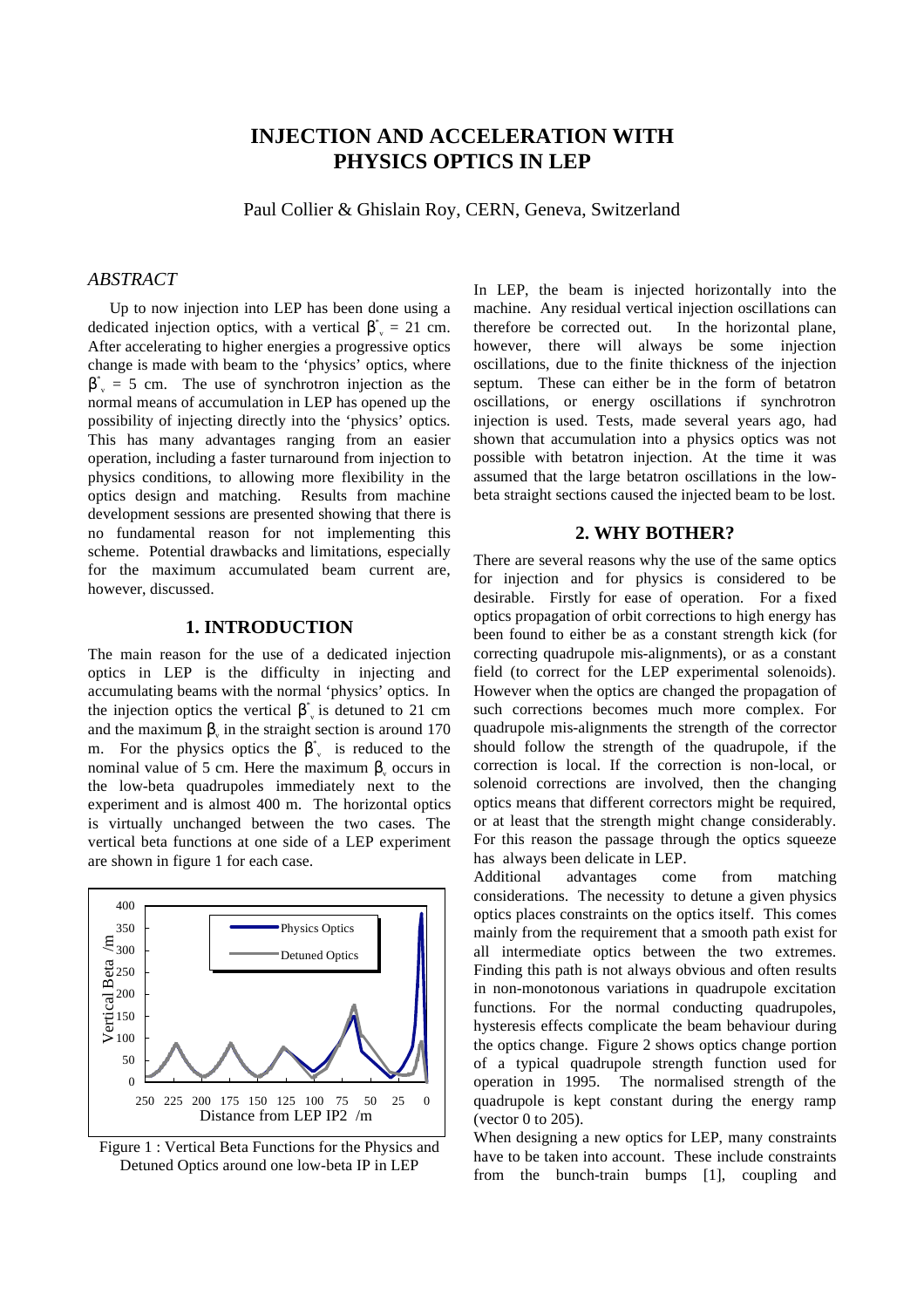# INJECTION AND ACCELERATION WITH PHYSICS OPTICS IN LEP

Paul Collier & Ghislain Roy, CERN, Geneva, Switzerland

## *ABSTRACT*

Up to now injection into LEP has been done using a dedicated injection optics, with a vertical $\beta^*_v$ = 21 cm. After accelerating to higher energies a progressive optics change is made with beam to the 'physics' optics, where $\beta^*_v$ = 5 cm. The use of synchrotron injection as the normal means of accumulation in LEP has opened up the possibility of injecting directly into the 'physics' optics. This has many advantages ranging from an easier operation, including a faster turnaround from injection to physics conditions, to allowing more flexibility in the optics design and matching. Results from machine development sessions are presented showing that there is no fundamental reason for not implementing this scheme. Potential drawbacks and limitations, especially for the maximum accumulated beam current are, however, discussed.

## 1. INTRODUCTION

The main reason for the use of a dedicated injection optics in LEP is the difficulty in injecting and accumulating beams with the normal 'physics' optics. In the injection optics the vertical $\beta^*_v$ is detuned to 21 cm and the maximum $\beta_v$ in the straight section is around 170 m. For the physics optics the $\beta^*_v$ is reduced to the nominal value of 5 cm. Here the maximum $\beta_v$ occurs in the low-beta quadrupoles immediately next to the experiment and is almost 400 m. The horizontal optics is virtually unchanged between the two cases. The vertical beta functions at one side of a LEP experiment are shown in figure 1 for each case.

Figure 1 : Vertical Beta Functions for the Physics and Detuned Optics around one low-beta IP in LEP

In LEP, the beam is injected horizontally into the machine. Any residual vertical injection oscillations can therefore be corrected out. In the horizontal plane, however, there will always be some injection oscillations, due to the finite thickness of the injection septum. These can either be in the form of betatron oscillations, or energy oscillations if synchrotron injection is used. Tests, made several years ago, had shown that accumulation into a physics optics was not possible with betatron injection. At the time it was assumed that the large betatron oscillations in the low-beta straight sections caused the injected beam to be lost.

## 2. WHY BOTHER?

There are several reasons why the use of the same optics for injection and for physics is considered to be desirable. Firstly for ease of operation. For a fixed optics propagation of orbit corrections to high energy has been found to either be as a constant strength kick (for correcting quadrupole mis-alignments), or as a constant field (to correct for the LEP experimental solenoids). However when the optics are changed the propagation of such corrections becomes much more complex. For quadrupole mis-alignments the strength of the corrector should follow the strength of the quadrupole, if the correction is local. If the correction is non-local, or solenoid corrections are involved, then the changing optics means that different correctors might be required, or at least that the strength might change considerably. For this reason the passage through the optics squeeze has always been delicate in LEP.

Additional advantages come from matching considerations. The necessity to detune a given physics optics places constraints on the optics itself. This comes mainly from the requirement that a smooth path exist for all intermediate optics between the two extremes. Finding this path is not always obvious and often results in non-monotonous variations in quadrupole excitation functions. For the normal conducting quadrupoles, hysteresis effects complicate the beam behaviour during the optics change. Figure 2 shows optics change portion of a typical quadrupole strength function used for operation in 1995. The normalised strength of the quadrupole is kept constant during the energy ramp (vector 0 to 205).

When designing a new optics for LEP, many constraints have to be taken into account. These include constraints from the bunch-train bumps [1], coupling and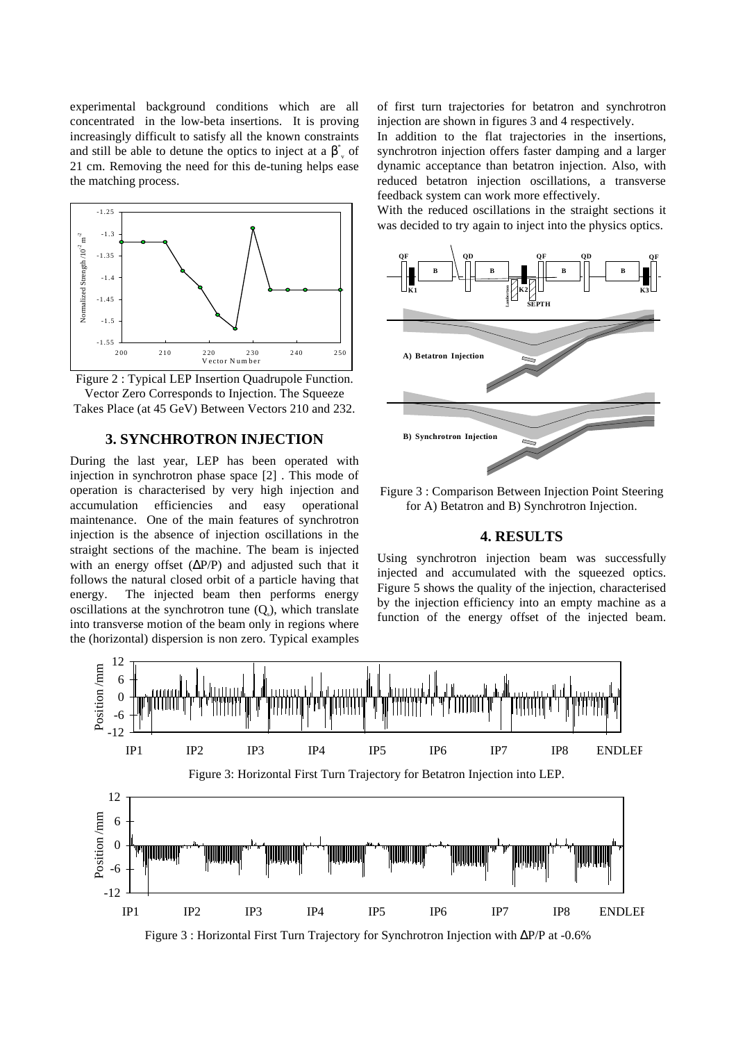experimental background conditions which are all concentrated in the low-beta insertions. It is proving increasingly difficult to satisfy all the known constraints and still be able to detune the optics to inject at a $\beta^*_v$ of 21 cm. Removing the need for this de-tuning helps ease the matching process.

Figure 2 : Typical LEP Insertion Quadrupole Function. Vector Zero Corresponds to Injection. The Squeeze Takes Place (at 45 GeV) Between Vectors 210 and 232.

## 3. SYNCHROTRON INJECTION

During the last year, LEP has been operated with injection in synchrotron phase space [2] . This mode of operation is characterised by very high injection and accumulation efficiencies and easy operational maintenance. One of the main features of synchrotron injection is the absence of injection oscillations in the straight sections of the machine. The beam is injected with an energy offset ($\Delta P/P$) and adjusted such that it follows the natural closed orbit of a particle having that energy. The injected beam then performs energy oscillations at the synchrotron tune ($Q_s$), which translate into transverse motion of the beam only in regions where the (horizontal) dispersion is non zero. Typical examples of first turn trajectories for betatron and synchrotron injection are shown in figures 3 and 4 respectively.

In addition to the flat trajectories in the insertions, synchrotron injection offers faster damping and a larger dynamic acceptance than betatron injection. Also, with reduced betatron injection oscillations, a transverse feedback system can work more effectively.

With the reduced oscillations in the straight sections it was decided to try again to inject into the physics optics.

Figure 3 : Comparison Between Injection Point Steering for A) Betatron and B) Synchrotron Injection.

## 4. RESULTS

Using synchrotron injection beam was successfully injected and accumulated with the squeezed optics. Figure 5 shows the quality of the injection, characterised by the injection efficiency into an empty machine as a function of the energy offset of the injected beam.

Figure 3: Horizontal First Turn Trajectory for Betatron Injection into LEP.

Figure 3 : Horizontal First Turn Trajectory for Synchrotron Injection with $\Delta P/P$ at -0.6%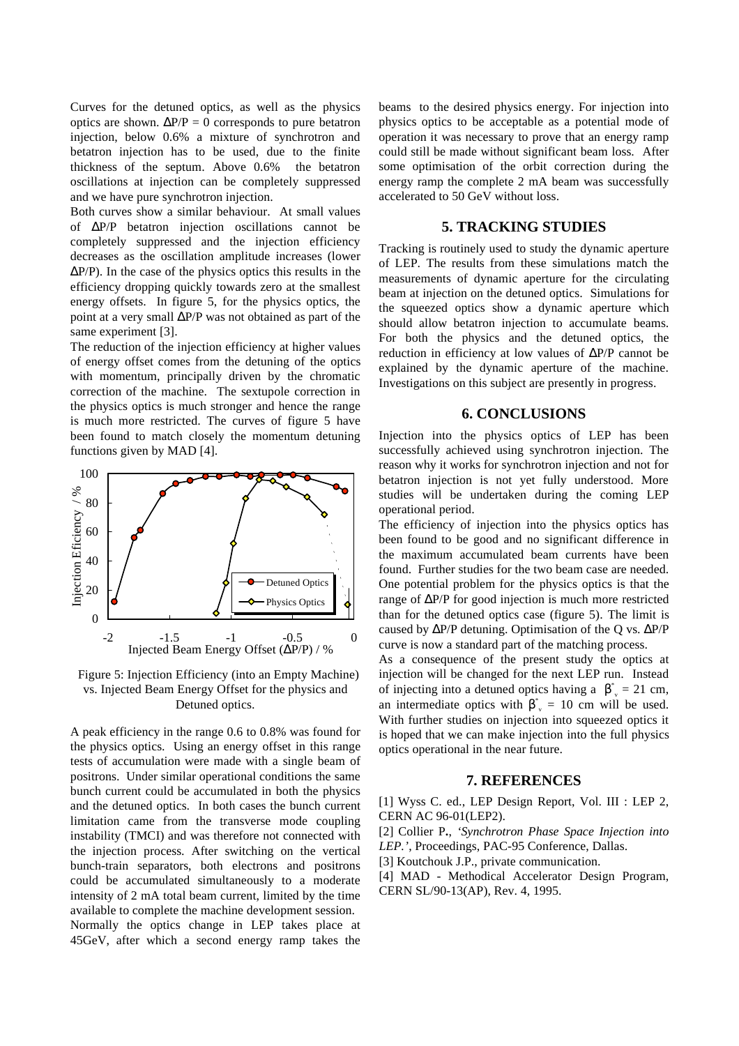Curves for the detuned optics, as well as the physics optics are shown. $\Delta P/P = 0$ corresponds to pure betatron injection, below 0.6% a mixture of synchrotron and betatron injection has to be used, due to the finite thickness of the septum. Above 0.6% the betatron oscillations at injection can be completely suppressed and we have pure synchrotron injection.

Both curves show a similar behaviour. At small values of $\Delta P/P$ betatron injection oscillations cannot be completely suppressed and the injection efficiency decreases as the oscillation amplitude increases (lower $\Delta P/P$). In the case of the physics optics this results in the efficiency dropping quickly towards zero at the smallest energy offsets. In figure 5, for the physics optics, the point at a very small $\Delta P/P$ was not obtained as part of the same experiment [3].

The reduction of the injection efficiency at higher values of energy offset comes from the detuning of the optics with momentum, principally driven by the chromatic correction of the machine. The sextupole correction in the physics optics is much stronger and hence the range is much more restricted. The curves of figure 5 have been found to match closely the momentum detuning functions given by MAD [4].

100
80
60
40
20
0
Injection Eficiency / %
-2 -1.5 -1 -0.5 0
Injected Beam Energy Offset ($\Delta$P/P) / %
Detuned Optics
Physics Optics

Figure 5: Injection Efficiency (into an Empty Machine) vs. Injected Beam Energy Offset for the physics and Detuned optics.

A peak efficiency in the range 0.6 to 0.8% was found for the physics optics. Using an energy offset in this range tests of accumulation were made with a single beam of positrons. Under similar operational conditions the same bunch current could be accumulated in both the physics and the detuned optics. In both cases the bunch current limitation came from the transverse mode coupling instability (TMCI) and was therefore not connected with the injection process. After switching on the vertical bunch-train separators, both electrons and positrons could be accumulated simultaneously to a moderate intensity of 2 mA total beam current, limited by the time available to complete the machine development session.

Normally the optics change in LEP takes place at 45GeV, after which a second energy ramp takes the beams to the desired physics energy. For injection into physics optics to be acceptable as a potential mode of operation it was necessary to prove that an energy ramp could still be made without significant beam loss. After some optimisation of the orbit correction during the energy ramp the complete 2 mA beam was successfully accelerated to 50 GeV without loss.

## 5. TRACKING STUDIES

Tracking is routinely used to study the dynamic aperture of LEP. The results from these simulations match the measurements of dynamic aperture for the circulating beam at injection on the detuned optics. Simulations for the squeezed optics show a dynamic aperture which should allow betatron injection to accumulate beams. For both the physics and the detuned optics, the reduction in efficiency at low values of $\Delta P/P$ cannot be explained by the dynamic aperture of the machine. Investigations on this subject are presently in progress.

## 6. CONCLUSIONS

Injection into the physics optics of LEP has been successfully achieved using synchrotron injection. The reason why it works for synchrotron injection and not for betatron injection is not yet fully understood. More studies will be undertaken during the coming LEP operational period.

The efficiency of injection into the physics optics has been found to be good and no significant difference in the maximum accumulated beam currents have been found. Further studies for the two beam case are needed. One potential problem for the physics optics is that the range of $\Delta P/P$ for good injection is much more restricted than for the detuned optics case (figure 5). The limit is caused by $\Delta P/P$ detuning. Optimisation of the Q vs. $\Delta P/P$ curve is now a standard part of the matching process.

As a consequence of the present study the optics at injection will be changed for the next LEP run. Instead of injecting into a detuned optics having a $\beta^*_v = 21$ cm, an intermediate optics with $\beta^*_v = 10$ cm will be used. With further studies on injection into squeezed optics it is hoped that we can make injection into the full physics optics operational in the near future.

## 7. REFERENCES

[1] Wyss C. ed., LEP Design Report, Vol. III : LEP 2, CERN AC 96-01(LEP2).

[2] Collier P., *'Synchrotron Phase Space Injection into LEP.'*, Proceedings, PAC-95 Conference, Dallas.

[3] Koutchouk J.P., private communication.

[4] MAD - Methodical Accelerator Design Program, CERN SL/90-13(AP), Rev. 4, 1995.